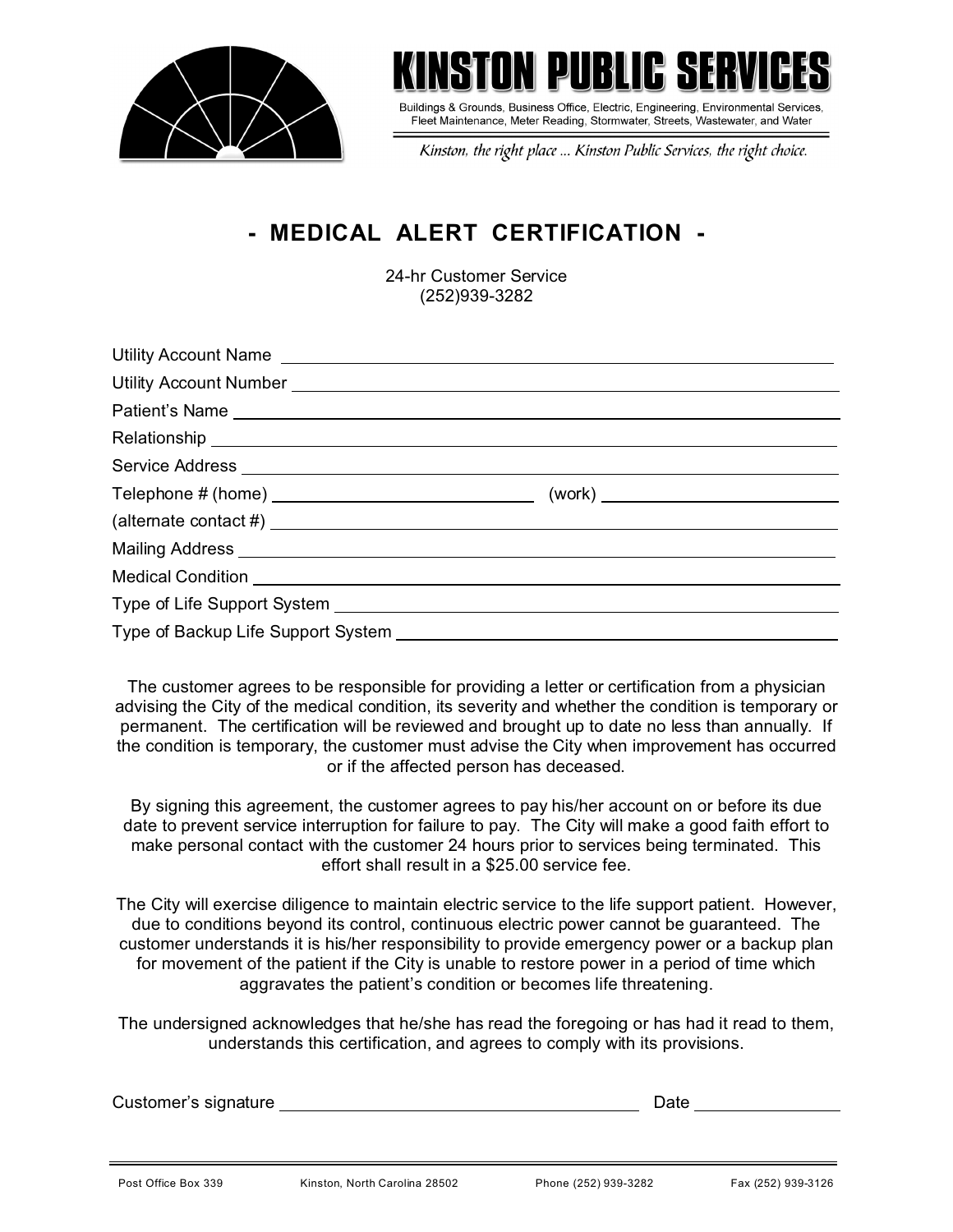# KINSTON PUBLIC SERVICES

Buildings & Grounds, Business Office, Electric, Engineering, Environmental Services, Fleet Maintenance, Meter Reading, Stormwater, Streets, Wastewater, and Water

*Kinston, the right place ... Kinston Public Services, the right choice.*

## - MEDICAL ALERT CERTIFICATION -

24-hr Customer Service
(252)939-3282

Utility Account Name ____________________________________________

Utility Account Number __________________________________________

Patient's Name _________________________________________________

Relationship ___________________________________________________

Service Address ________________________________________________

Telephone # (home) ______________________ (work) ______________________

(alternate contact #) ____________________________________________

Mailing Address ________________________________________________

Medical Condition ______________________________________________

Type of Life Support System _____________________________________

Type of Backup Life Support System _______________________________

The customer agrees to be responsible for providing a letter or certification from a physician advising the City of the medical condition, its severity and whether the condition is temporary or permanent. The certification will be reviewed and brought up to date no less than annually. If the condition is temporary, the customer must advise the City when improvement has occurred or if the affected person has deceased.

By signing this agreement, the customer agrees to pay his/her account on or before its due date to prevent service interruption for failure to pay. The City will make a good faith effort to make personal contact with the customer 24 hours prior to services being terminated. This effort shall result in a $25.00 service fee.

The City will exercise diligence to maintain electric service to the life support patient. However, due to conditions beyond its control, continuous electric power cannot be guaranteed. The customer understands it is his/her responsibility to provide emergency power or a backup plan for movement of the patient if the City is unable to restore power in a period of time which aggravates the patient's condition or becomes life threatening.

The undersigned acknowledges that he/she has read the foregoing or has had it read to them, understands this certification, and agrees to comply with its provisions.

Customer's signature ______________________________ Date ______________

Post Office Box 339 | Kinston, North Carolina 28502 | Phone (252) 939-3282 | Fax (252) 939-3126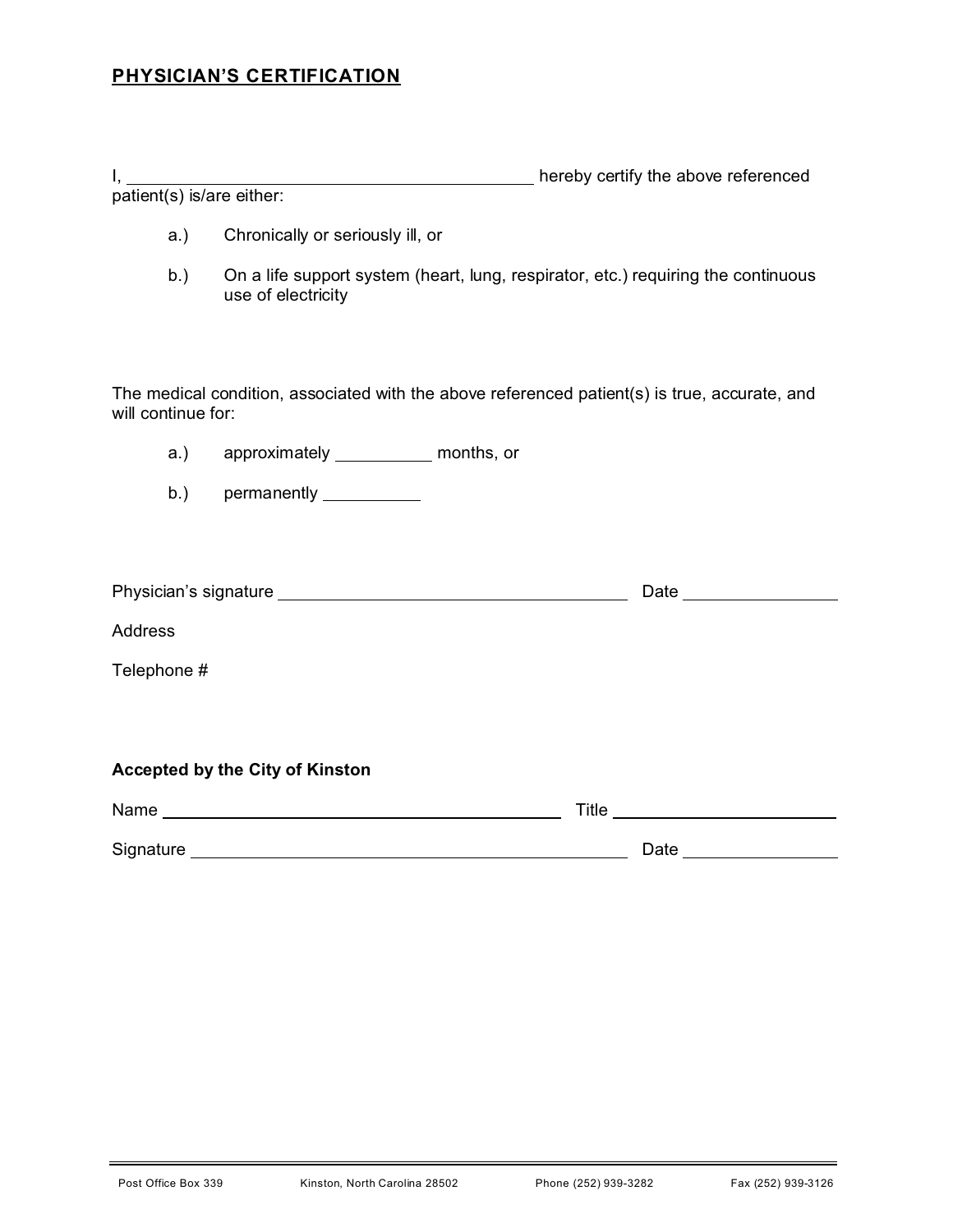## PHYSICIAN'S CERTIFICATION

I, ___________________________________________ hereby certify the above referenced patient(s) is/are either:

a.) Chronically or seriously ill, or

b.) On a life support system (heart, lung, respirator, etc.) requiring the continuous use of electricity

The medical condition, associated with the above referenced patient(s) is true, accurate, and will continue for:

a.) approximately __________ months, or

b.) permanently __________

Physician's signature ____________________________________ Date ________________

Address

Telephone #

**Accepted by the City of Kinston**

Name ________________________________________ Title ______________________

Signature ______________________________________________ Date ________________

Post Office Box 339 Kinston, North Carolina 28502 Phone (252) 939-3282 Fax (252) 939-3126